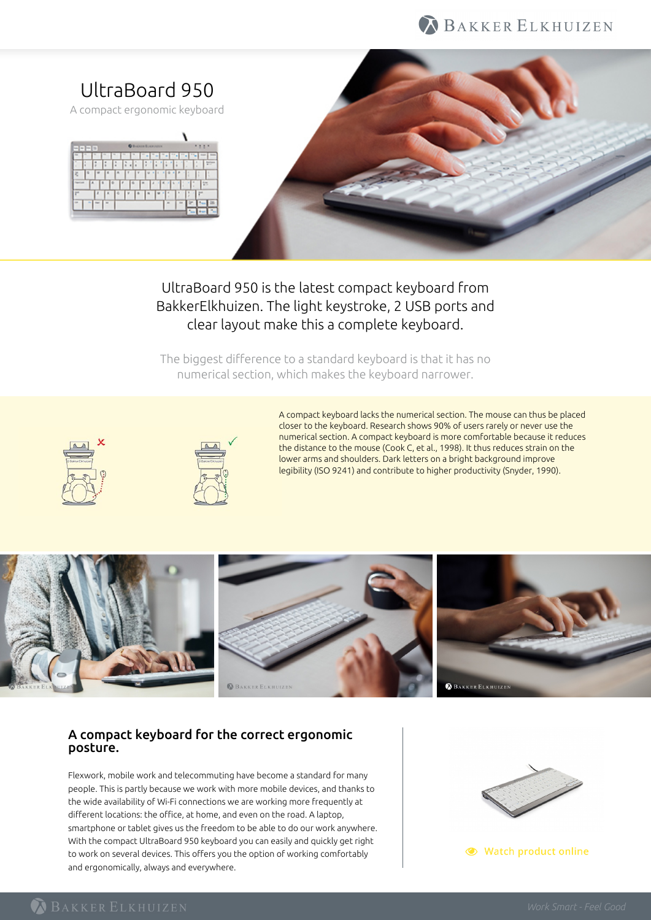# UltraBoard 950

A compact ergonomic keyboard

UltraBoard 950 is the latest compact keyboard from BakkerElkhuizen. The light keystroke, 2 USB ports and clear layout make this a complete keyboard.

The biggest difference to a standard keyboard is that it has no numerical section, which makes the keyboard narrower.

A compact keyboard lacks the numerical section. The mouse can thus be placed closer to the keyboard. Research shows 90% of users rarely or never use the numerical section. A compact keyboard is more comfortable because it reduces the distance to the mouse (Cook C, et al., 1998). It thus reduces strain on the lower arms and shoulders. Dark letters on a bright background improve legibility (ISO 9241) and contribute to higher productivity (Snyder, 1990).

## A compact keyboard for the correct ergonomic posture.

Flexwork, mobile work and telecommuting have become a standard for many people. This is partly because we work with more mobile devices, and thanks to the wide availability of Wi-Fi connections we are working more frequently at different locations: the office, at home, and even on the road. A laptop, smartphone or tablet gives us the freedom to be able to do our work anywhere. With the compact UltraBoard 950 keyboard you can easily and quickly get right to work on several devices. This offers you the option of working comfortably and ergonomically, always and everywhere.

Watch product online

Work Smart - Feel Good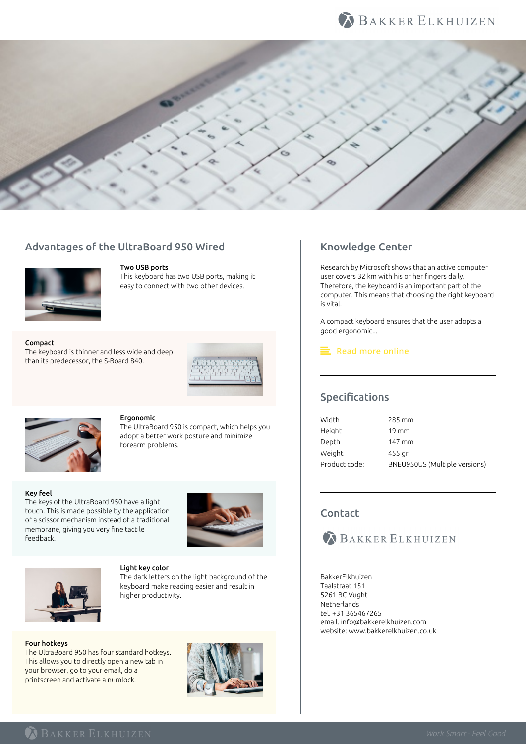## Advantages of the UltraBoard 950 Wired

**Two USB ports**
This keyboard has two USB ports, making it easy to connect with two other devices.

**Compact**
The keyboard is thinner and less wide and deep than its predecessor, the S-Board 840.

**Ergonomic**
The UltraBoard 950 is compact, which helps you adopt a better work posture and minimize forearm problems.

**Key feel**
The keys of the UltraBoard 950 have a light touch. This is made possible by the application of a scissor mechanism instead of a traditional membrane, giving you very fine tactile feedback.

**Light key color**
The dark letters on the light background of the keyboard make reading easier and result in higher productivity.

**Four hotkeys**
The UltraBoard 950 has four standard hotkeys. This allows you to directly open a new tab in your browser, go to your email, do a printscreen and activate a numlock.

## Knowledge Center

Research by Microsoft shows that an active computer user covers 32 km with his or her fingers daily. Therefore, the keyboard is an important part of the computer. This means that choosing the right keyboard is vital.

A compact keyboard ensures that the user adopts a good ergonomic...

Read more online

## Specifications

| | |
|---|---|
| Width | 285 mm |
| Height | 19 mm |
| Depth | 147 mm |
| Weight | 455 gr |
| Product code: | BNEU950US (Multiple versions) |

## Contact

BAKKER ELKHUIZEN

BakkerElkhuizen
Taalstraat 151
5261 BC Vught
Netherlands
tel. +31 365467265
email. info@bakkerelkhuizen.com
website: www.bakkerelkhuizen.co.uk